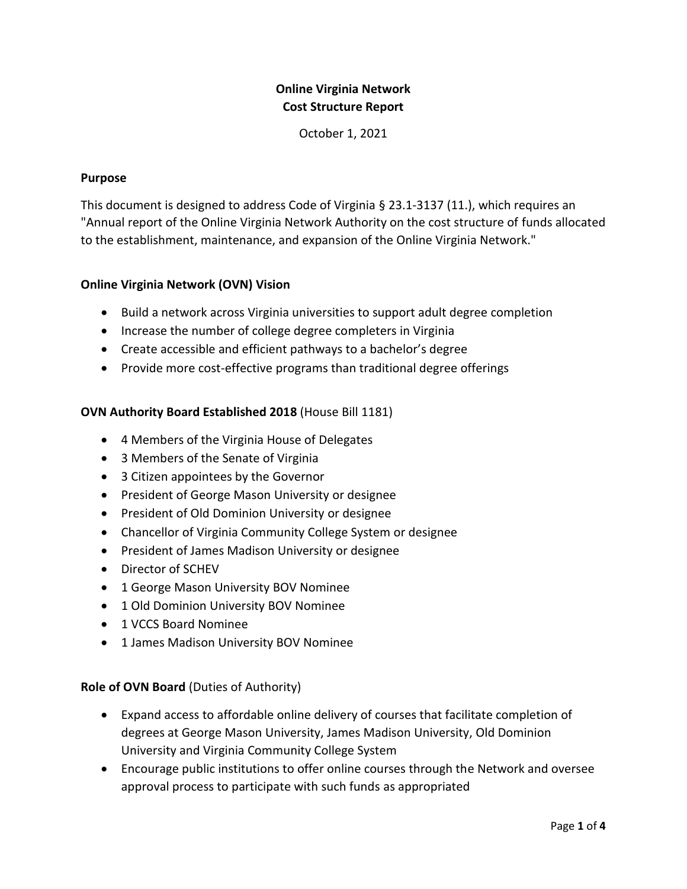# Online Virginia Network
# Cost Structure Report

October 1, 2021

## Purpose

This document is designed to address Code of Virginia § 23.1-3137 (11.), which requires an "Annual report of the Online Virginia Network Authority on the cost structure of funds allocated to the establishment, maintenance, and expansion of the Online Virginia Network."

## Online Virginia Network (OVN) Vision

- Build a network across Virginia universities to support adult degree completion
- Increase the number of college degree completers in Virginia
- Create accessible and efficient pathways to a bachelor's degree
- Provide more cost-effective programs than traditional degree offerings

## OVN Authority Board Established 2018 (House Bill 1181)

- 4 Members of the Virginia House of Delegates
- 3 Members of the Senate of Virginia
- 3 Citizen appointees by the Governor
- President of George Mason University or designee
- President of Old Dominion University or designee
- Chancellor of Virginia Community College System or designee
- President of James Madison University or designee
- Director of SCHEV
- 1 George Mason University BOV Nominee
- 1 Old Dominion University BOV Nominee
- 1 VCCS Board Nominee
- 1 James Madison University BOV Nominee

## Role of OVN Board (Duties of Authority)

- Expand access to affordable online delivery of courses that facilitate completion of degrees at George Mason University, James Madison University, Old Dominion University and Virginia Community College System
- Encourage public institutions to offer online courses through the Network and oversee approval process to participate with such funds as appropriated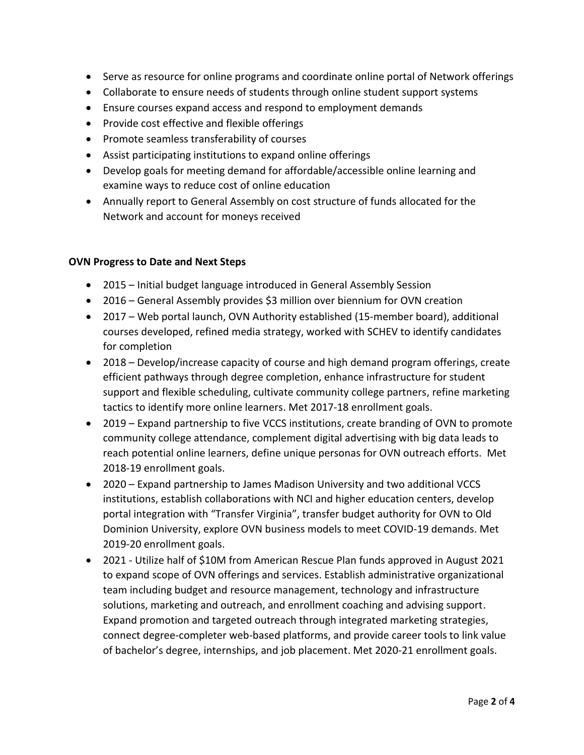- Serve as resource for online programs and coordinate online portal of Network offerings
- Collaborate to ensure needs of students through online student support systems
- Ensure courses expand access and respond to employment demands
- Provide cost effective and flexible offerings
- Promote seamless transferability of courses
- Assist participating institutions to expand online offerings
- Develop goals for meeting demand for affordable/accessible online learning and examine ways to reduce cost of online education
- Annually report to General Assembly on cost structure of funds allocated for the Network and account for moneys received

**OVN Progress to Date and Next Steps**

- 2015 – Initial budget language introduced in General Assembly Session
- 2016 – General Assembly provides $3 million over biennium for OVN creation
- 2017 – Web portal launch, OVN Authority established (15-member board), additional courses developed, refined media strategy, worked with SCHEV to identify candidates for completion
- 2018 – Develop/increase capacity of course and high demand program offerings, create efficient pathways through degree completion, enhance infrastructure for student support and flexible scheduling, cultivate community college partners, refine marketing tactics to identify more online learners. Met 2017-18 enrollment goals.
- 2019 – Expand partnership to five VCCS institutions, create branding of OVN to promote community college attendance, complement digital advertising with big data leads to reach potential online learners, define unique personas for OVN outreach efforts. Met 2018-19 enrollment goals.
- 2020 – Expand partnership to James Madison University and two additional VCCS institutions, establish collaborations with NCI and higher education centers, develop portal integration with "Transfer Virginia", transfer budget authority for OVN to Old Dominion University, explore OVN business models to meet COVID-19 demands. Met 2019-20 enrollment goals.
- 2021 - Utilize half of $10M from American Rescue Plan funds approved in August 2021 to expand scope of OVN offerings and services. Establish administrative organizational team including budget and resource management, technology and infrastructure solutions, marketing and outreach, and enrollment coaching and advising support. Expand promotion and targeted outreach through integrated marketing strategies, connect degree-completer web-based platforms, and provide career tools to link value of bachelor's degree, internships, and job placement. Met 2020-21 enrollment goals.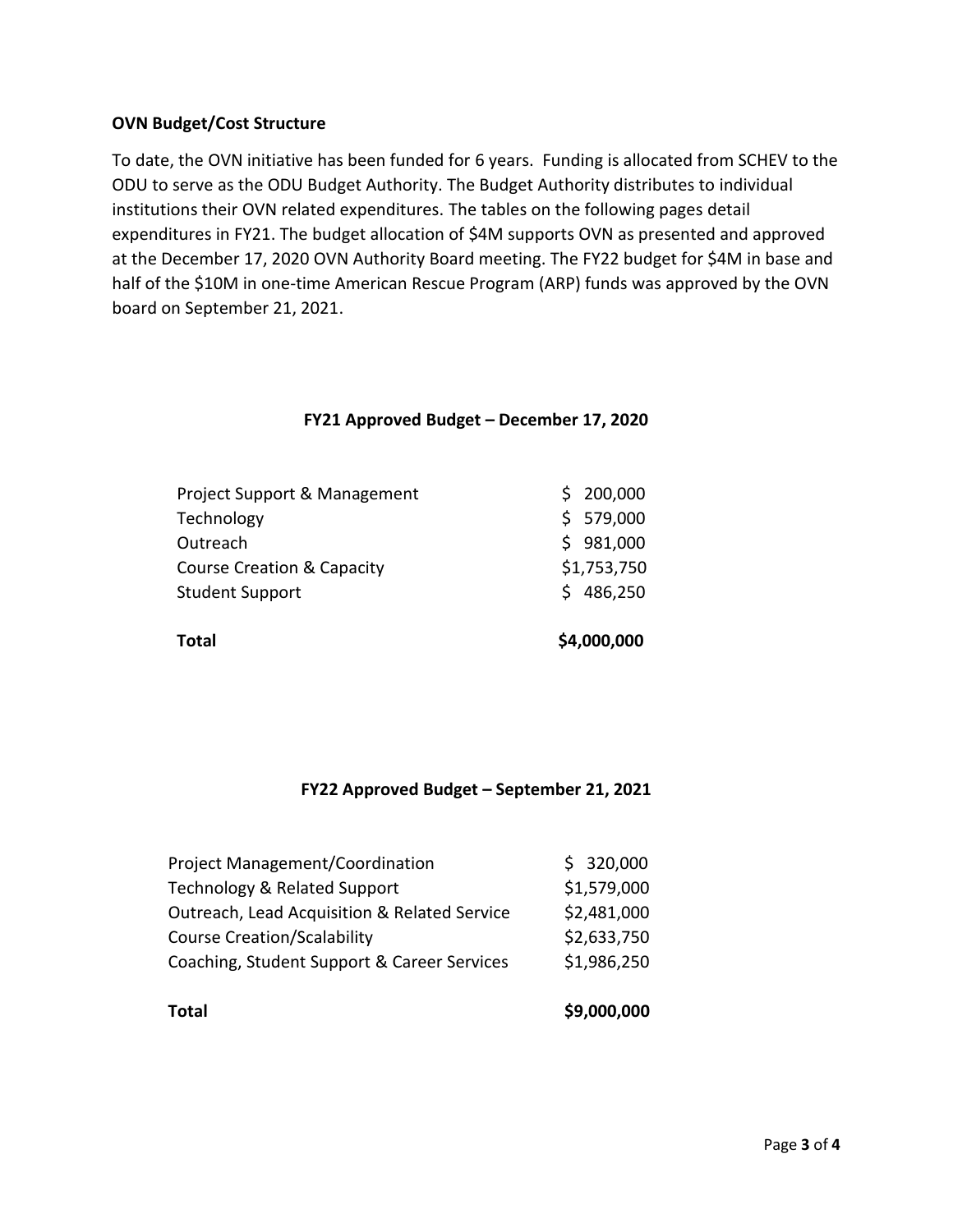**OVN Budget/Cost Structure**

To date, the OVN initiative has been funded for 6 years. Funding is allocated from SCHEV to the ODU to serve as the ODU Budget Authority. The Budget Authority distributes to individual institutions their OVN related expenditures. The tables on the following pages detail expenditures in FY21. The budget allocation of $4M supports OVN as presented and approved at the December 17, 2020 OVN Authority Board meeting. The FY22 budget for $4M in base and half of the $10M in one-time American Rescue Program (ARP) funds was approved by the OVN board on September 21, 2021.

**FY21 Approved Budget – December 17, 2020**

| | |
|---|---|
| Project Support & Management | $ 200,000 |
| Technology | $ 579,000 |
| Outreach | $ 981,000 |
| Course Creation & Capacity | $1,753,750 |
| Student Support | $ 486,250 |
| **Total** | **$4,000,000** |

**FY22 Approved Budget – September 21, 2021**

| | |
|---|---|
| Project Management/Coordination | $ 320,000 |
| Technology & Related Support | $1,579,000 |
| Outreach, Lead Acquisition & Related Service | $2,481,000 |
| Course Creation/Scalability | $2,633,750 |
| Coaching, Student Support & Career Services | $1,986,250 |
| **Total** | **$9,000,000** |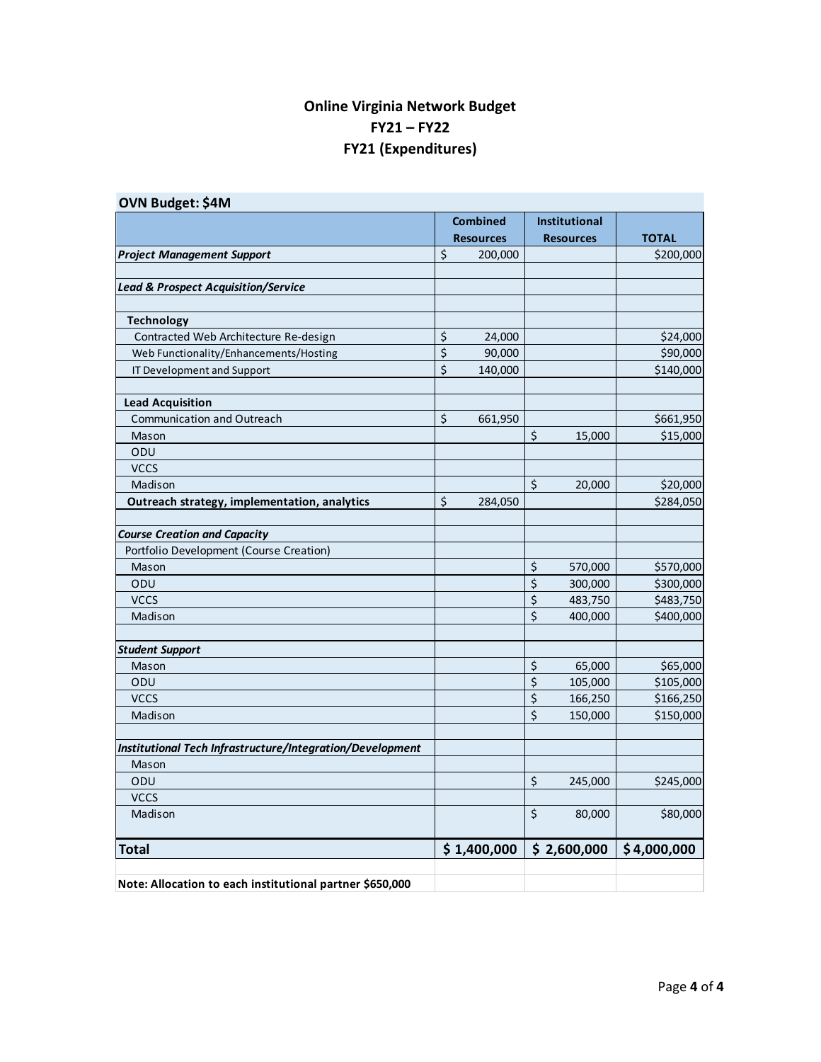# Online Virginia Network Budget
## FY21 – FY22
## FY21 (Expenditures)

| OVN Budget: $4M | | | |
|---|---|---|---|
| | Combined Resources | Institutional Resources | TOTAL |
| ***Project Management Support*** | $ 200,000 | | $200,000 |
| | | | |
| ***Lead & Prospect Acquisition/Service*** | | | |
| | | | |
| **Technology** | | | |
| Contracted Web Architecture Re-design | $ 24,000 | | $24,000 |
| Web Functionality/Enhancements/Hosting | $ 90,000 | | $90,000 |
| IT Development and Support | $ 140,000 | | $140,000 |
| | | | |
| **Lead Acquisition** | | | |
| Communication and Outreach | $ 661,950 | | $661,950 |
| Mason | | $ 15,000 | $15,000 |
| ODU | | | |
| VCCS | | | |
| Madison | | $ 20,000 | $20,000 |
| **Outreach strategy, implementation, analytics** | $ 284,050 | | $284,050 |
| | | | |
| ***Course Creation and Capacity*** | | | |
| Portfolio Development (Course Creation) | | | |
| Mason | | $ 570,000 | $570,000 |
| ODU | | $ 300,000 | $300,000 |
| VCCS | | $ 483,750 | $483,750 |
| Madison | | $ 400,000 | $400,000 |
| | | | |
| ***Student Support*** | | | |
| Mason | | $ 65,000 | $65,000 |
| ODU | | $ 105,000 | $105,000 |
| VCCS | | $ 166,250 | $166,250 |
| Madison | | $ 150,000 | $150,000 |
| | | | |
| ***Institutional Tech Infrastructure/Integration/Development*** | | | |
| Mason | | | |
| ODU | | $ 245,000 | $245,000 |
| VCCS | | | |
| Madison | | $ 80,000 | $80,000 |
| **Total** | **$ 1,400,000** | **$ 2,600,000** | **$ 4,000,000** |
| | | | |
| **Note: Allocation to each institutional partner $650,000** | | | |